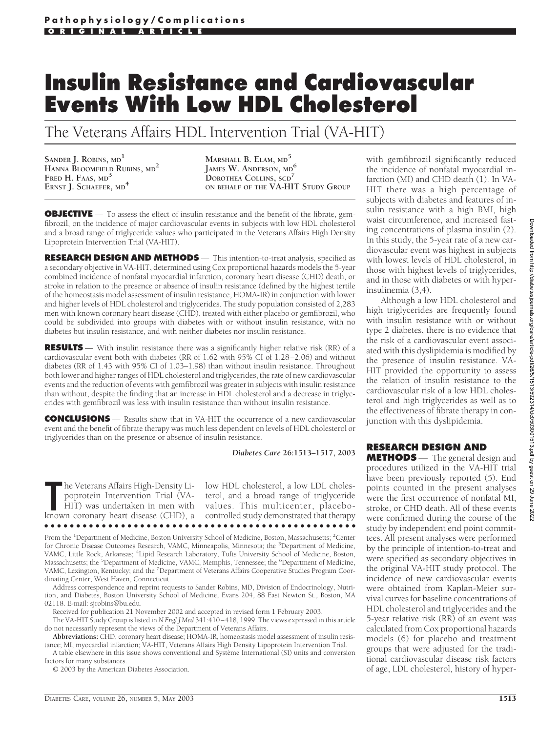Pathophysiology/Complications

ORIGINAL ARTICLE

# Insulin Resistance and Cardiovascular Events With Low HDL Cholesterol

## The Veterans Affairs HDL Intervention Trial (VA-HIT)

Sander J. Robins, MD[1]
Hanna Bloomfield Rubins, MD[2]
Fred H. Faas, MD[3]
Ernst J. Schaefer, MD[4]
Marshall B. Elam, MD[5]
James W. Anderson, MD[6]
Dorothea Collins, ScD[7]
on behalf of the VA-HIT Study Group

**OBJECTIVE** — To assess the effect of insulin resistance and the benefit of the fibrate, gemfibrozil, on the incidence of major cardiovascular events in subjects with low HDL cholesterol and a broad range of triglyceride values who participated in the Veterans Affairs High Density Lipoprotein Intervention Trial (VA-HIT).

**RESEARCH DESIGN AND METHODS** — This intention-to-treat analysis, specified as a secondary objective in VA-HIT, determined using Cox proportional hazards models the 5-year combined incidence of nonfatal myocardial infarction, coronary heart disease (CHD) death, or stroke in relation to the presence or absence of insulin resistance (defined by the highest tertile of the homeostasis model assessment of insulin resistance, HOMA-IR) in conjunction with lower and higher levels of HDL cholesterol and triglycerides. The study population consisted of 2,283 men with known coronary heart disease (CHD), treated with either placebo or gemfibrozil, who could be subdivided into groups with diabetes with or without insulin resistance, with no diabetes but insulin resistance, and with neither diabetes nor insulin resistance.

**RESULTS** — With insulin resistance there was a significantly higher relative risk (RR) of a cardiovascular event both with diabetes (RR of 1.62 with 95% CI of 1.28–2.06) and without diabetes (RR of 1.43 with 95% CI of 1.03–1.98) than without insulin resistance. Throughout both lower and higher ranges of HDL cholesterol and triglycerides, the rate of new cardiovascular events and the reduction of events with gemfibrozil was greater in subjects with insulin resistance than without, despite the finding that an increase in HDL cholesterol and a decrease in triglycerides with gemfibrozil was less with insulin resistance than without insulin resistance.

**CONCLUSIONS** — Results show that in VA-HIT the occurrence of a new cardiovascular event and the benefit of fibrate therapy was much less dependent on levels of HDL cholesterol or triglycerides than on the presence or absence of insulin resistance.

*Diabetes Care* 26:1513–1517, 2003

The Veterans Affairs High-Density Lipoprotein Intervention Trial (VA-HIT) was undertaken in men with known coronary heart disease (CHD), a low HDL cholesterol, a low LDL cholesterol, and a broad range of triglyceride values. This multicenter, placebo-controlled study demonstrated that therapy with gemfibrozil significantly reduced the incidence of nonfatal myocardial infarction (MI) and CHD death (1). In VA-HIT there was a high percentage of subjects with diabetes and features of insulin resistance with a high BMI, high waist circumference, and increased fasting concentrations of plasma insulin (2). In this study, the 5-year rate of a new cardiovascular event was highest in subjects with lowest levels of HDL cholesterol, in those with highest levels of triglycerides, and in those with diabetes or with hyperinsulinemia (3,4).

Although a low HDL cholesterol and high triglycerides are frequently found with insulin resistance with or without type 2 diabetes, there is no evidence that the risk of a cardiovascular event associated with this dyslipidemia is modified by the presence of insulin resistance. VA-HIT provided the opportunity to assess the relation of insulin resistance to the cardiovascular risk of a low HDL cholesterol and high triglycerides as well as to the effectiveness of fibrate therapy in conjunction with this dyslipidemia.

## RESEARCH DESIGN AND METHODS

The general design and procedures utilized in the VA-HIT trial have been previously reported (5). End points counted in the present analyses were the first occurrence of nonfatal MI, stroke, or CHD death. All of these events were confirmed during the course of the study by independent end point committees. All present analyses were performed by the principle of intention-to-treat and were specified as secondary objectives in the original VA-HIT study protocol. The incidence of new cardiovascular events were obtained from Kaplan-Meier survival curves for baseline concentrations of HDL cholesterol and triglycerides and the 5-year relative risk (RR) of an event was calculated from Cox proportional hazards models (6) for placebo and treatment groups that were adjusted for the traditional cardiovascular disease risk factors of age, LDL cholesterol, history of hyper-

From the [1]Department of Medicine, Boston University School of Medicine, Boston, Massachusetts; [2]Center for Chronic Disease Outcomes Research, VAMC, Minneapolis, Minnesota; the [3]Department of Medicine, VAMC, Little Rock, Arkansas; [4]Lipid Research Laboratory, Tufts University School of Medicine, Boston, Massachusetts; the [5]Department of Medicine, VAMC, Memphis, Tennessee; the [6]Department of Medicine, VAMC, Lexington, Kentucky; and the [7]Department of Veterans Affairs Cooperative Studies Program Coordinating Center, West Haven, Connecticut.

Address correspondence and reprint requests to Sander Robins, MD, Division of Endocrinology, Nutrition, and Diabetes, Boston University School of Medicine, Evans 204, 88 East Newton St., Boston, MA 02118. E-mail: sjrobins@bu.edu.

Received for publication 21 November 2002 and accepted in revised form 1 February 2003.

The VA-HIT Study Group is listed in *N Engl J Med* 341:410–418, 1999. The views expressed in this article do not necessarily represent the views of the Department of Veterans Affairs.

**Abbreviations:** CHD, coronary heart disease; HOMA-IR, homeostasis model assessment of insulin resistance; MI, myocardial infarction; VA-HIT, Veterans Affairs High Density Lipoprotein Intervention Trial.

A table elsewhere in this issue shows conventional and Système International (SI) units and conversion factors for many substances.

© 2003 by the American Diabetes Association.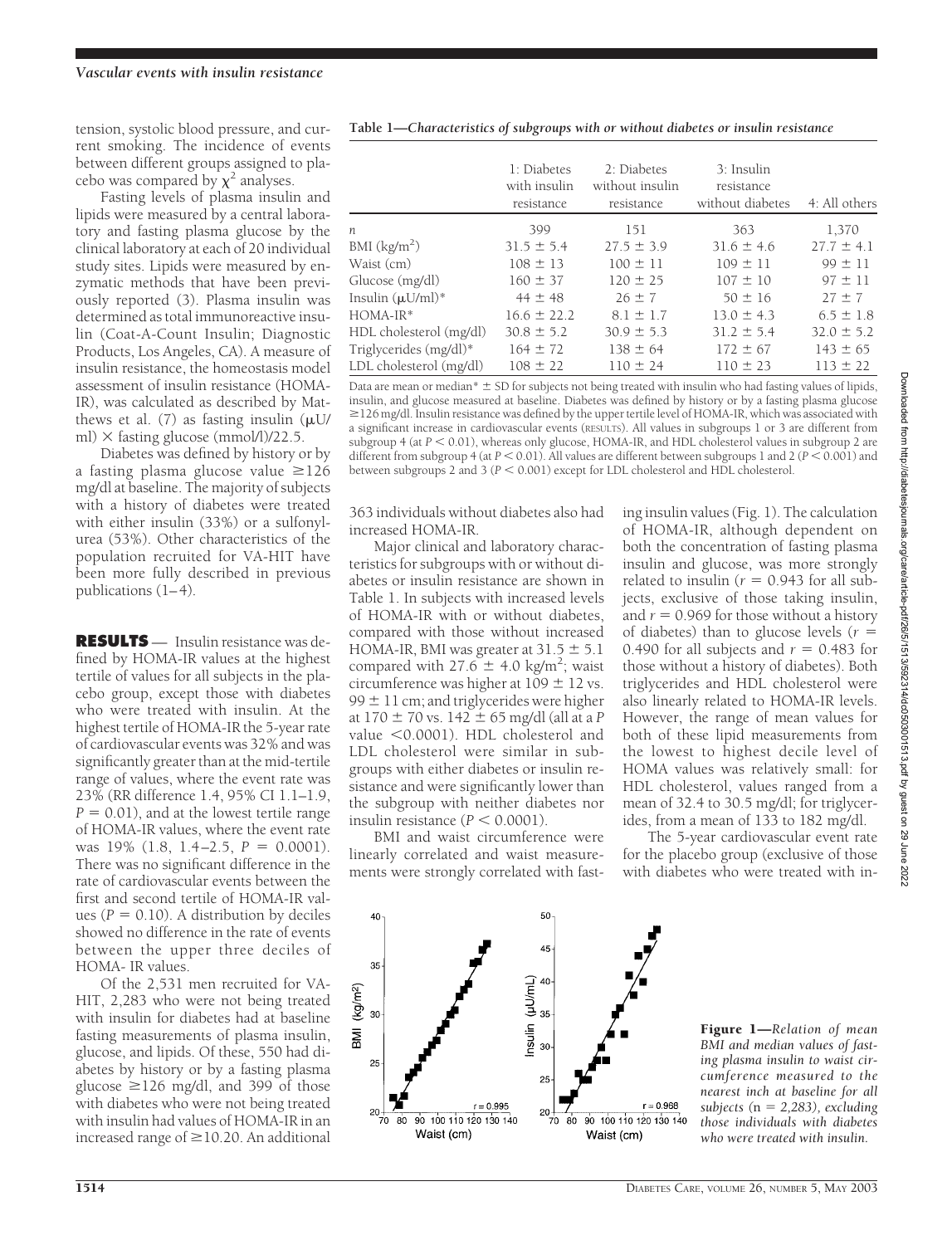tension, systolic blood pressure, and current smoking. The incidence of events between different groups assigned to placebo was compared by $\chi^2$ analyses.

Fasting levels of plasma insulin and lipids were measured by a central laboratory and fasting plasma glucose by the clinical laboratory at each of 20 individual study sites. Lipids were measured by enzymatic methods that have been previously reported (3). Plasma insulin was determined as total immunoreactive insulin (Coat-A-Count Insulin; Diagnostic Products, Los Angeles, CA). A measure of insulin resistance, the homeostasis model assessment of insulin resistance (HOMA-IR), was calculated as described by Matthews et al. (7) as fasting insulin (μU/ml) × fasting glucose (mmol/l)/22.5.

Diabetes was defined by history or by a fasting plasma glucose value ≥126 mg/dl at baseline. The majority of subjects with a history of diabetes were treated with either insulin (33%) or a sulfonylurea (53%). Other characteristics of the population recruited for VA-HIT have been more fully described in previous publications (1–4).

**RESULTS** — Insulin resistance was defined by HOMA-IR values at the highest tertile of values for all subjects in the placebo group, except those with diabetes who were treated with insulin. At the highest tertile of HOMA-IR the 5-year rate of cardiovascular events was 32% and was significantly greater than at the mid-tertile range of values, where the event rate was 23% (RR difference 1.4, 95% CI 1.1–1.9, $P = 0.01$), and at the lowest tertile range of HOMA-IR values, where the event rate was 19% (1.8, 1.4–2.5, $P = 0.0001$). There was no significant difference in the rate of cardiovascular events between the first and second tertile of HOMA-IR values ($P = 0.10$). A distribution by deciles showed no difference in the rate of events between the upper three deciles of HOMA- IR values.

Of the 2,531 men recruited for VA-HIT, 2,283 who were not being treated with insulin for diabetes had at baseline fasting measurements of plasma insulin, glucose, and lipids. Of these, 550 had diabetes by history or by a fasting plasma glucose ≥126 mg/dl, and 399 of those with diabetes who were not being treated with insulin had values of HOMA-IR in an increased range of ≥10.20. An additional 363 individuals without diabetes also had increased HOMA-IR.

Major clinical and laboratory characteristics for subgroups with or without diabetes or insulin resistance are shown in Table 1. In subjects with increased levels of HOMA-IR with or without diabetes, compared with those without increased HOMA-IR, BMI was greater at 31.5 ± 5.1 compared with 27.6 ± 4.0 kg/m$^2$; waist circumference was higher at 109 ± 12 vs. 99 ± 11 cm; and triglycerides were higher at 170 ± 70 vs. 142 ± 65 mg/dl (all at a $P$ value <0.0001). HDL cholesterol and LDL cholesterol were similar in subgroups with either diabetes or insulin resistance and were significantly lower than the subgroup with neither diabetes nor insulin resistance ($P < 0.0001$).

BMI and waist circumference were linearly correlated and waist measurements were strongly correlated with fasting insulin values (Fig. 1). The calculation of HOMA-IR, although dependent on both the concentration of fasting plasma insulin and glucose, was more strongly related to insulin ($r = 0.943$ for all subjects, exclusive of those taking insulin, and $r = 0.969$ for those without a history of diabetes) than to glucose levels ($r = 0.490$ for all subjects and $r = 0.483$ for those without a history of diabetes). Both triglycerides and HDL cholesterol were also linearly related to HOMA-IR levels. However, the range of mean values for both of these lipid measurements from the lowest to highest decile level of HOMA values was relatively small: for HDL cholesterol, values ranged from a mean of 32.4 to 30.5 mg/dl; for triglycerides, from a mean of 133 to 182 mg/dl.

The 5-year cardiovascular event rate for the placebo group (exclusive of those with diabetes who were treated with in-

**Table 1—Characteristics of subgroups with or without diabetes or insulin resistance**

| | 1: Diabetes with insulin resistance | 2: Diabetes without insulin resistance | 3: Insulin resistance without diabetes | 4: All others |
|---|---|---|---|---|
| $n$ | 399 | 151 | 363 | 1,370 |
| BMI (kg/m$^2$) | 31.5 ± 5.4 | 27.5 ± 3.9 | 31.6 ± 4.6 | 27.7 ± 4.1 |
| Waist (cm) | 108 ± 13 | 100 ± 11 | 109 ± 11 | 99 ± 11 |
| Glucose (mg/dl) | 160 ± 37 | 120 ± 25 | 107 ± 10 | 97 ± 11 |
| Insulin (μU/ml)* | 44 ± 48 | 26 ± 7 | 50 ± 16 | 27 ± 7 |
| HOMA-IR* | 16.6 ± 22.2 | 8.1 ± 1.7 | 13.0 ± 4.3 | 6.5 ± 1.8 |
| HDL cholesterol (mg/dl) | 30.8 ± 5.2 | 30.9 ± 5.3 | 31.2 ± 5.4 | 32.0 ± 5.2 |
| Triglycerides (mg/dl)* | 164 ± 72 | 138 ± 64 | 172 ± 67 | 143 ± 65 |
| LDL cholesterol (mg/dl) | 108 ± 22 | 110 ± 24 | 110 ± 23 | 113 ± 22 |

Data are mean or median* ± SD for subjects not being treated with insulin who had fasting values of lipids, insulin, and glucose measured at baseline. Diabetes was defined by history or by a fasting plasma glucose ≥126 mg/dl. Insulin resistance was defined by the upper tertile level of HOMA-IR, which was associated with a significant increase in cardiovascular events (RESULTS). All values in subgroups 1 or 3 are different from subgroup 4 (at $P < 0.01$), whereas only glucose, HOMA-IR, and HDL cholesterol values in subgroup 2 are different from subgroup 4 (at $P < 0.01$). All values are different between subgroups 1 and 2 ($P < 0.001$) and between subgroups 2 and 3 ($P < 0.001$) except for LDL cholesterol and HDL cholesterol.

**Figure 1**—*Relation of mean BMI and median values of fasting plasma insulin to waist circumference measured to the nearest inch at baseline for all subjects (n = 2,283), excluding those individuals with diabetes who were treated with insulin.*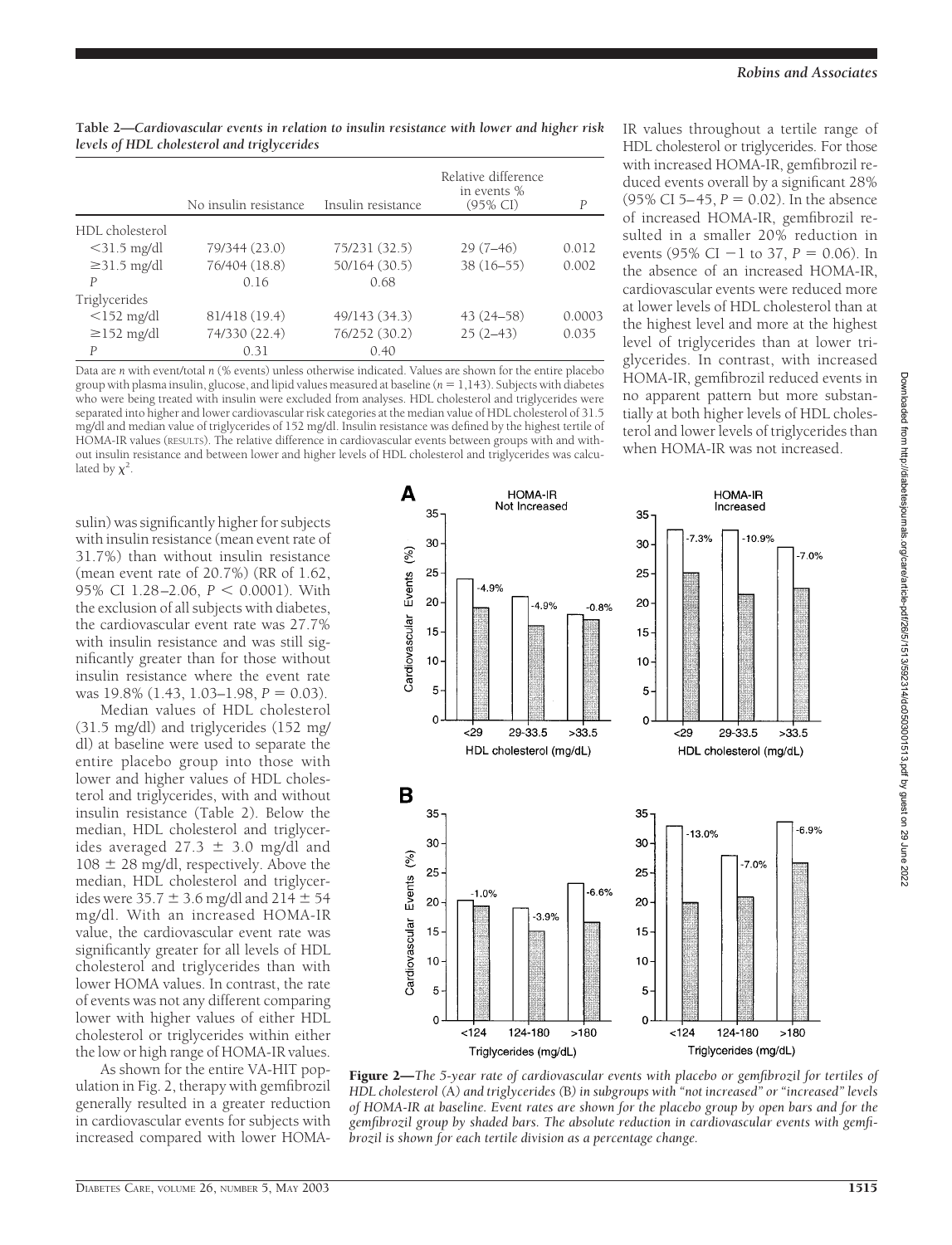**Table 2—Cardiovascular events in relation to insulin resistance with lower and higher risk levels of HDL cholesterol and triglycerides**

| | No insulin resistance | Insulin resistance | Relative difference in events % (95% CI) | $P$ |
|---|---|---|---|---|
| HDL cholesterol | | | | |
| <31.5 mg/dl | 79/344 (23.0) | 75/231 (32.5) | 29 (7–46) | 0.012 |
| ≥31.5 mg/dl | 76/404 (18.8) | 50/164 (30.5) | 38 (16–55) | 0.002 |
| $P$ | 0.16 | 0.68 | | |
| Triglycerides | | | | |
| <152 mg/dl | 81/418 (19.4) | 49/143 (34.3) | 43 (24–58) | 0.0003 |
| ≥152 mg/dl | 74/330 (22.4) | 76/252 (30.2) | 25 (2–43) | 0.035 |
| $P$ | 0.31 | 0.40 | | |

Data are $n$ with event/total $n$ (% events) unless otherwise indicated. Values are shown for the entire placebo group with plasma insulin, glucose, and lipid values measured at baseline ($n$ = 1,143). Subjects with diabetes who were being treated with insulin were excluded from analyses. HDL cholesterol and triglycerides were separated into higher and lower cardiovascular risk categories at the median value of HDL cholesterol of 31.5 mg/dl and median value of triglycerides of 152 mg/dl. Insulin resistance was defined by the highest tertile of HOMA-IR values (RESULTS). The relative difference in cardiovascular events between groups with and without insulin resistance and between lower and higher levels of HDL cholesterol and triglycerides was calculated by $\chi^2$.

sulin) was significantly higher for subjects with insulin resistance (mean event rate of 31.7%) than without insulin resistance (mean event rate of 20.7%) (RR of 1.62, 95% CI 1.28–2.06, $P < 0.0001$). With the exclusion of all subjects with diabetes, the cardiovascular event rate was 27.7% with insulin resistance and was still significantly greater than for those without insulin resistance where the event rate was 19.8% (1.43, 1.03–1.98, $P = 0.03$).

Median values of HDL cholesterol (31.5 mg/dl) and triglycerides (152 mg/dl) at baseline were used to separate the entire placebo group into those with lower and higher values of HDL cholesterol and triglycerides, with and without insulin resistance (Table 2). Below the median, HDL cholesterol and triglycerides averaged 27.3 ± 3.0 mg/dl and 108 ± 28 mg/dl, respectively. Above the median, HDL cholesterol and triglycerides were 35.7 ± 3.6 mg/dl and 214 ± 54 mg/dl. With an increased HOMA-IR value, the cardiovascular event rate was significantly greater for all levels of HDL cholesterol and triglycerides than with lower HOMA values. In contrast, the rate of events was not any different comparing lower with higher values of either HDL cholesterol or triglycerides within either the low or high range of HOMA-IR values.

As shown for the entire VA-HIT population in Fig. 2, therapy with gemfibrozil generally resulted in a greater reduction in cardiovascular events for subjects with increased compared with lower HOMA-IR values throughout a tertile range of HDL cholesterol or triglycerides. For those with increased HOMA-IR, gemfibrozil reduced events overall by a significant 28% (95% CI 5–45, $P = 0.02$). In the absence of increased HOMA-IR, gemfibrozil resulted in a smaller 20% reduction in events (95% CI −1 to 37, $P = 0.06$). In the absence of an increased HOMA-IR, cardiovascular events were reduced more at lower levels of HDL cholesterol than at the highest level and more at the highest level of triglycerides than at lower triglycerides. In contrast, with increased HOMA-IR, gemfibrozil reduced events in no apparent pattern but more substantially at both higher levels of HDL cholesterol and lower levels of triglycerides than when HOMA-IR was not increased.

**Figure 2**—*The 5-year rate of cardiovascular events with placebo or gemfibrozil for tertiles of HDL cholesterol (*A*) and triglycerides (*B*) in subgroups with "not increased" or "increased" levels of HOMA-IR at baseline. Event rates are shown for the placebo group by open bars and for the gemfibrozil group by shaded bars. The absolute reduction in cardiovascular events with gemfibrozil is shown for each tertile division as a percentage change.*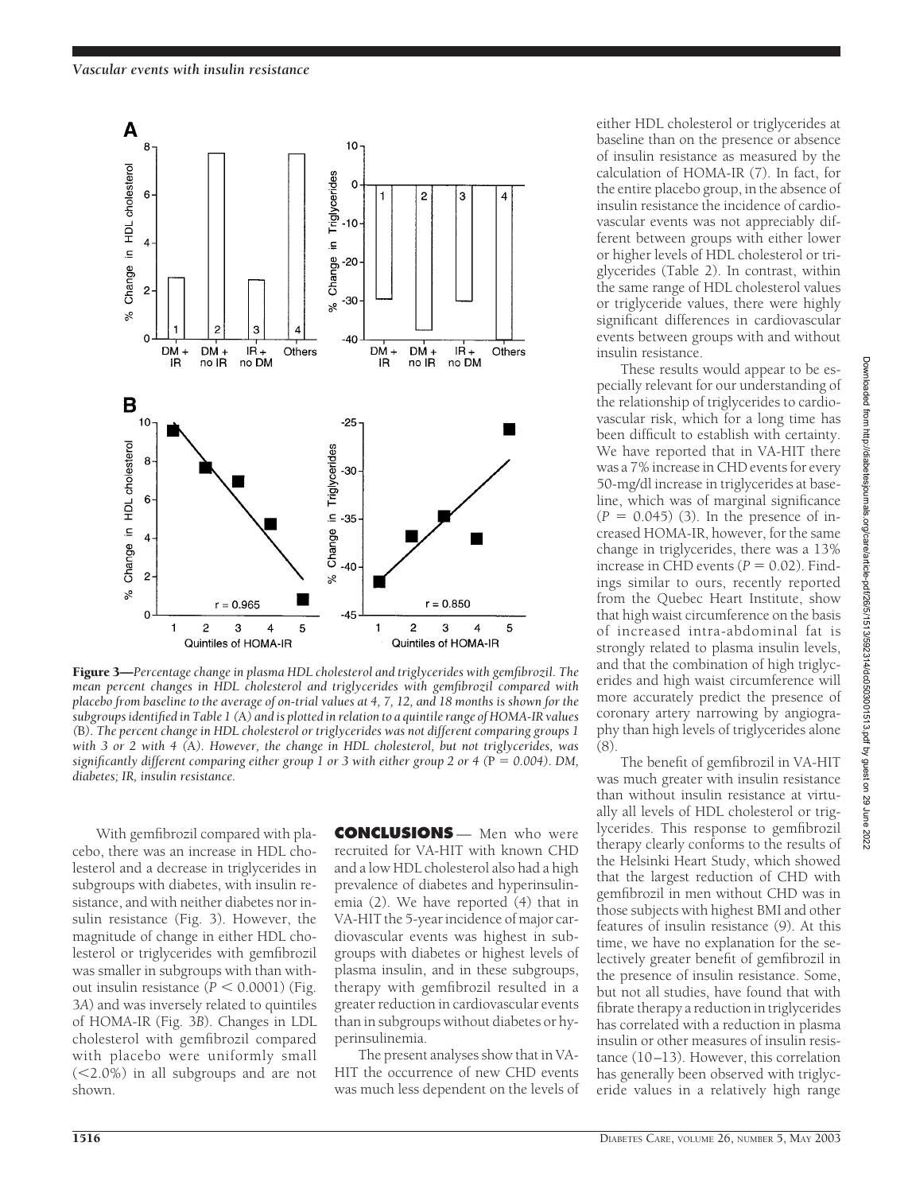**Figure 3**—*Percentage change in plasma HDL cholesterol and triglycerides with gemfibrozil. The mean percent changes in HDL cholesterol and triglycerides with gemfibrozil compared with placebo from baseline to the average of on-trial values at 4, 7, 12, and 18 months is shown for the subgroups identified in Table 1 (A) and is plotted in relation to a quintile range of HOMA-IR values (B). The percent change in HDL cholesterol or triglycerides was not different comparing groups 1 with 3 or 2 with 4 (A). However, the change in HDL cholesterol, but not triglycerides, was significantly different comparing either group 1 or 3 with either group 2 or 4 (*$P = 0.004$*). DM, diabetes; IR, insulin resistance.*

With gemfibrozil compared with placebo, there was an increase in HDL cholesterol and a decrease in triglycerides in subgroups with diabetes, with insulin resistance, and with neither diabetes nor insulin resistance (Fig. 3). However, the magnitude of change in either HDL cholesterol or triglycerides with gemfibrozil was smaller in subgroups with than without insulin resistance ($P < 0.0001$) (Fig. 3*A*) and was inversely related to quintiles of HOMA-IR (Fig. 3*B*). Changes in LDL cholesterol with gemfibrozil compared with placebo were uniformly small (<2.0%) in all subgroups and are not shown.

## CONCLUSIONS

Men who were recruited for VA-HIT with known CHD and a low HDL cholesterol also had a high prevalence of diabetes and hyperinsulinemia (2). We have reported (4) that in VA-HIT the 5-year incidence of major cardiovascular events was highest in subgroups with diabetes or highest levels of plasma insulin, and in these subgroups, therapy with gemfibrozil resulted in a greater reduction in cardiovascular events than in subgroups without diabetes or hyperinsulinemia.

The present analyses show that in VA-HIT the occurrence of new CHD events was much less dependent on the levels of either HDL cholesterol or triglycerides at baseline than on the presence or absence of insulin resistance as measured by the calculation of HOMA-IR (7). In fact, for the entire placebo group, in the absence of insulin resistance the incidence of cardiovascular events was not appreciably different between groups with either lower or higher levels of HDL cholesterol or triglycerides (Table 2). In contrast, within the same range of HDL cholesterol values or triglyceride values, there were highly significant differences in cardiovascular events between groups with and without insulin resistance.

These results would appear to be especially relevant for our understanding of the relationship of triglycerides to cardiovascular risk, which for a long time has been difficult to establish with certainty. We have reported that in VA-HIT there was a 7% increase in CHD events for every 50-mg/dl increase in triglycerides at baseline, which was of marginal significance ($P = 0.045$) (3). In the presence of increased HOMA-IR, however, for the same change in triglycerides, there was a 13% increase in CHD events ($P = 0.02$). Findings similar to ours, recently reported from the Quebec Heart Institute, show that high waist circumference on the basis of increased intra-abdominal fat is strongly related to plasma insulin levels, and that the combination of high triglycerides and high waist circumference will more accurately predict the presence of coronary artery narrowing by angiography than high levels of triglycerides alone (8).

The benefit of gemfibrozil in VA-HIT was much greater with insulin resistance than without insulin resistance at virtually all levels of HDL cholesterol or triglycerides. This response to gemfibrozil therapy clearly conforms to the results of the Helsinki Heart Study, which showed that the largest reduction of CHD with gemfibrozil in men without CHD was in those subjects with highest BMI and other features of insulin resistance (9). At this time, we have no explanation for the selectively greater benefit of gemfibrozil in the presence of insulin resistance. Some, but not all studies, have found that with fibrate therapy a reduction in triglycerides has correlated with a reduction in plasma insulin or other measures of insulin resistance (10–13). However, this correlation has generally been observed with triglyceride values in a relatively high range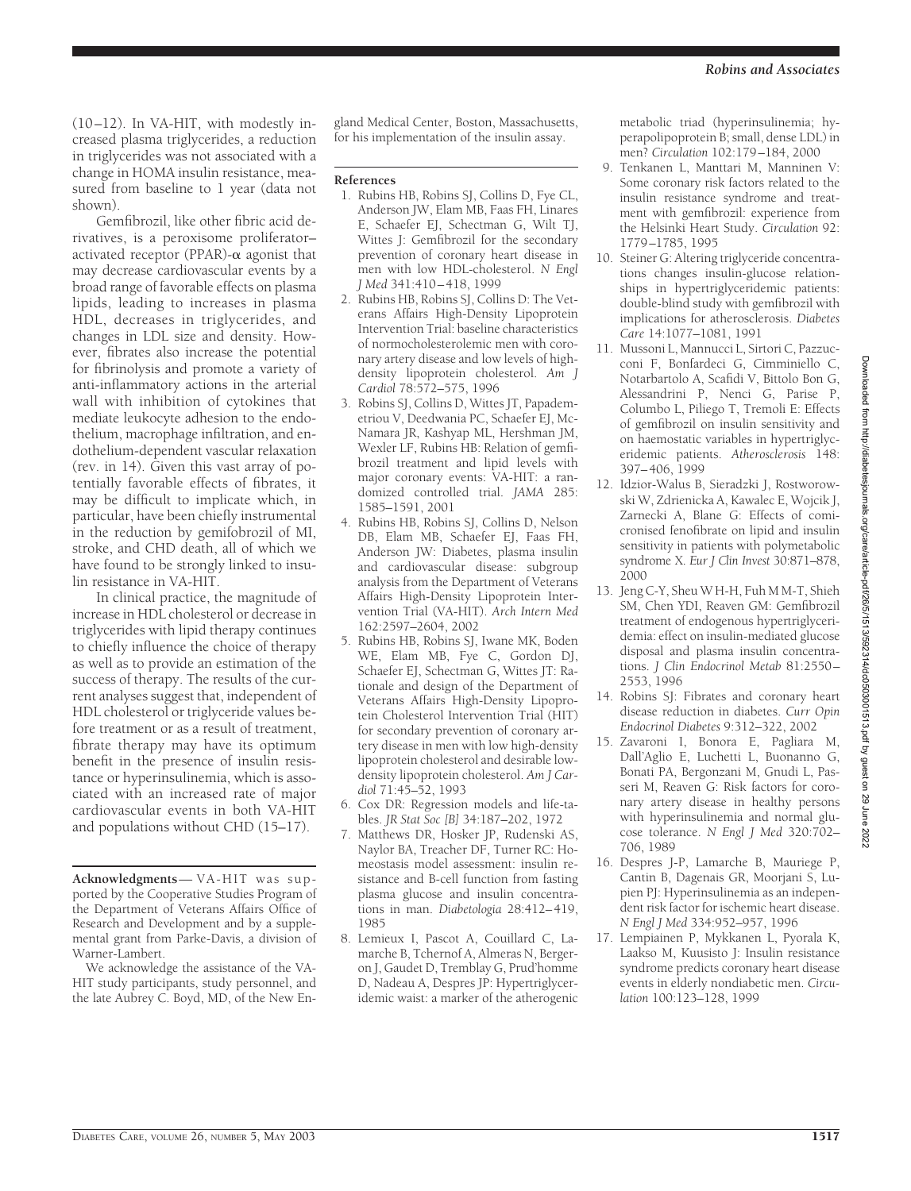(10–12). In VA-HIT, with modestly increased plasma triglycerides, a reduction in triglycerides was not associated with a change in HOMA insulin resistance, measured from baseline to 1 year (data not shown).

Gemfibrozil, like other fibric acid derivatives, is a peroxisome proliferator–activated receptor (PPAR)-α agonist that may decrease cardiovascular events by a broad range of favorable effects on plasma lipids, leading to increases in plasma HDL, decreases in triglycerides, and changes in LDL size and density. However, fibrates also increase the potential for fibrinolysis and promote a variety of anti-inflammatory actions in the arterial wall with inhibition of cytokines that mediate leukocyte adhesion to the endothelium, macrophage infiltration, and endothelium-dependent vascular relaxation (rev. in 14). Given this vast array of potentially favorable effects of fibrates, it may be difficult to implicate which, in particular, have been chiefly instrumental in the reduction by gemifobrozil of MI, stroke, and CHD death, all of which we have found to be strongly linked to insulin resistance in VA-HIT.

In clinical practice, the magnitude of increase in HDL cholesterol or decrease in triglycerides with lipid therapy continues to chiefly influence the choice of therapy as well as to provide an estimation of the success of therapy. The results of the current analyses suggest that, independent of HDL cholesterol or triglyceride values before treatment or as a result of treatment, fibrate therapy may have its optimum benefit in the presence of insulin resistance or hyperinsulinemia, which is associated with an increased rate of major cardiovascular events in both VA-HIT and populations without CHD (15–17).

**Acknowledgments**— VA-HIT was supported by the Cooperative Studies Program of the Department of Veterans Affairs Office of Research and Development and by a supplemental grant from Parke-Davis, a division of Warner-Lambert.

We acknowledge the assistance of the VA-HIT study participants, study personnel, and the late Aubrey C. Boyd, MD, of the New England Medical Center, Boston, Massachusetts, for his implementation of the insulin assay.

## References

1. Rubins HB, Robins SJ, Collins D, Fye CL, Anderson JW, Elam MB, Faas FH, Linares E, Schaefer EJ, Schectman G, Wilt TJ, Wittes J: Gemfibrozil for the secondary prevention of coronary heart disease in men with low HDL-cholesterol. *N Engl J Med* 341:410–418, 1999
2. Rubins HB, Robins SJ, Collins D: The Veterans Affairs High-Density Lipoprotein Intervention Trial: baseline characteristics of normocholesterolemic men with coronary artery disease and low levels of high-density lipoprotein cholesterol. *Am J Cardiol* 78:572–575, 1996
3. Robins SJ, Collins D, Wittes JT, Papademetriou V, Deedwania PC, Schaefer EJ, McNamara JR, Kashyap ML, Hershman JM, Wexler LF, Rubins HB: Relation of gemfibrozil treatment and lipid levels with major coronary events: VA-HIT: a randomized controlled trial. *JAMA* 285:1585–1591, 2001
4. Rubins HB, Robins SJ, Collins D, Nelson DB, Elam MB, Schaefer EJ, Faas FH, Anderson JW: Diabetes, plasma insulin and cardiovascular disease: subgroup analysis from the Department of Veterans Affairs High-Density Lipoprotein Intervention Trial (VA-HIT). *Arch Intern Med* 162:2597–2604, 2002
5. Rubins HB, Robins SJ, Iwane MK, Boden WE, Elam MB, Fye C, Gordon DJ, Schaefer EJ, Schectman G, Wittes JT: Rationale and design of the Department of Veterans Affairs High-Density Lipoprotein Cholesterol Intervention Trial (HIT) for secondary prevention of coronary artery disease in men with low high-density lipoprotein cholesterol and desirable low-density lipoprotein cholesterol. *Am J Cardiol* 71:45–52, 1993
6. Cox DR: Regression models and life-tables. *JR Stat Soc [B]* 34:187–202, 1972
7. Matthews DR, Hosker JP, Rudenski AS, Naylor BA, Treacher DF, Turner RC: Homeostasis model assessment: insulin resistance and B-cell function from fasting plasma glucose and insulin concentrations in man. *Diabetologia* 28:412–419, 1985
8. Lemieux I, Pascot A, Couillard C, Lamarche B, Tchernof A, Almeras N, Bergeron J, Gaudet D, Tremblay G, Prud'homme D, Nadeau A, Despres JP: Hypertriglyceridemic waist: a marker of the atherogenic metabolic triad (hyperinsulinemia; hyperapolipoprotein B; small, dense LDL) in men? *Circulation* 102:179–184, 2000
9. Tenkanen L, Manttari M, Manninen V: Some coronary risk factors related to the insulin resistance syndrome and treatment with gemfibrozil: experience from the Helsinki Heart Study. *Circulation* 92:1779–1785, 1995
10. Steiner G: Altering triglyceride concentrations changes insulin-glucose relationships in hypertriglyceridemic patients: double-blind study with gemfibrozil with implications for atherosclerosis. *Diabetes Care* 14:1077–1081, 1991
11. Mussoni L, Mannucci L, Sirtori C, Pazzucconi F, Bonfardeci G, Cimminiello C, Notarbartolo A, Scafidi V, Bittolo Bon G, Alessandrini P, Nenci G, Parise P, Columbo L, Piliego T, Tremoli E: Effects of gemfibrozil on insulin sensitivity and on haemostatic variables in hypertriglyceridemic patients. *Atherosclerosis* 148:397–406, 1999
12. Idzior-Walus B, Sieradzki J, Rostworowski W, Zdrienicka A, Kawalec E, Wojcik J, Zarnecki A, Blane G: Effects of comicronised fenofibrate on lipid and insulin sensitivity in patients with polymetabolic syndrome X. *Eur J Clin Invest* 30:871–878, 2000
13. Jeng C-Y, Sheu W H-H, Fuh M M-T, Shieh SM, Chen YDI, Reaven GM: Gemfibrozil treatment of endogenous hypertriglyceridemia: effect on insulin-mediated glucose disposal and plasma insulin concentrations. *J Clin Endocrinol Metab* 81:2550–2553, 1996
14. Robins SJ: Fibrates and coronary heart disease reduction in diabetes. *Curr Opin Endocrinol Diabetes* 9:312–322, 2002
15. Zavaroni I, Bonora E, Pagliara M, Dall'Aglio E, Luchetti L, Buonanno G, Bonati PA, Bergonzani M, Gnudi L, Passeri M, Reaven G: Risk factors for coronary artery disease in healthy persons with hyperinsulinemia and normal glucose tolerance. *N Engl J Med* 320:702–706, 1989
16. Despres J-P, Lamarche B, Mauriege P, Cantin B, Dagenais GR, Moorjani S, Lupien PJ: Hyperinsulinemia as an independent risk factor for ischemic heart disease. *N Engl J Med* 334:952–957, 1996
17. Lempiainen P, Mykkanen L, Pyorala K, Laakso M, Kuusisto J: Insulin resistance syndrome predicts coronary heart disease events in elderly nondiabetic men. *Circulation* 100:123–128, 1999